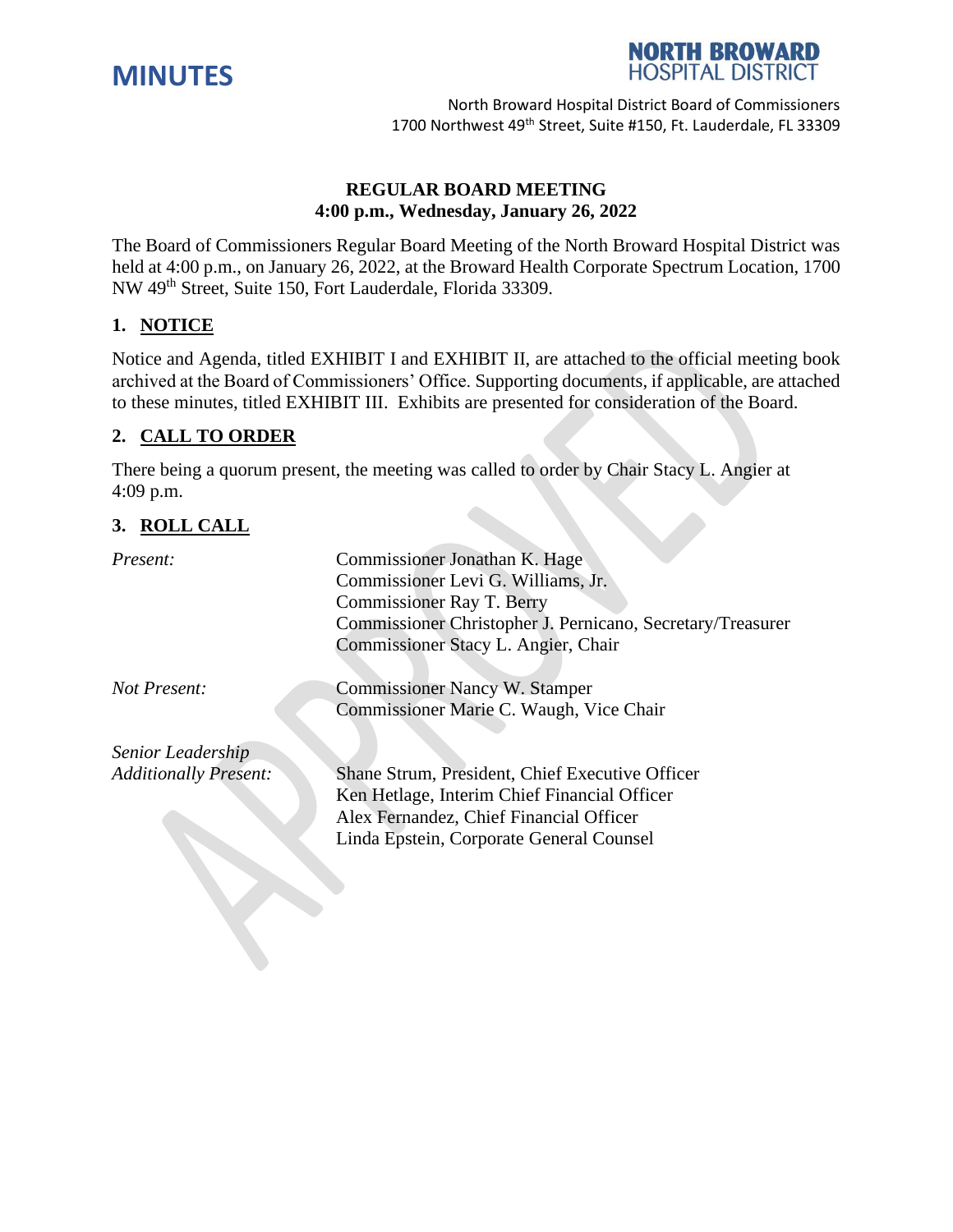# MINUTES

**NORTH BROWARD HOSPITAL DISTRICT**

North Broward Hospital District Board of Commissioners
1700 Northwest 49th Street, Suite #150, Ft. Lauderdale, FL 33309

**REGULAR BOARD MEETING**
**4:00 p.m., Wednesday, January 26, 2022**

The Board of Commissioners Regular Board Meeting of the North Broward Hospital District was held at 4:00 p.m., on January 26, 2022, at the Broward Health Corporate Spectrum Location, 1700 NW 49th Street, Suite 150, Fort Lauderdale, Florida 33309.

## 1. NOTICE

Notice and Agenda, titled EXHIBIT I and EXHIBIT II, are attached to the official meeting book archived at the Board of Commissioners' Office. Supporting documents, if applicable, are attached to these minutes, titled EXHIBIT III. Exhibits are presented for consideration of the Board.

## 2. CALL TO ORDER

There being a quorum present, the meeting was called to order by Chair Stacy L. Angier at 4:09 p.m.

## 3. ROLL CALL

| | |
|---|---|
| *Present:* | Commissioner Jonathan K. Hage<br>Commissioner Levi G. Williams, Jr.<br>Commissioner Ray T. Berry<br>Commissioner Christopher J. Pernicano, Secretary/Treasurer<br>Commissioner Stacy L. Angier, Chair |
| *Not Present:* | Commissioner Nancy W. Stamper<br>Commissioner Marie C. Waugh, Vice Chair |
| *Senior Leadership Additionally Present:* | Shane Strum, President, Chief Executive Officer<br>Ken Hetlage, Interim Chief Financial Officer<br>Alex Fernandez, Chief Financial Officer<br>Linda Epstein, Corporate General Counsel |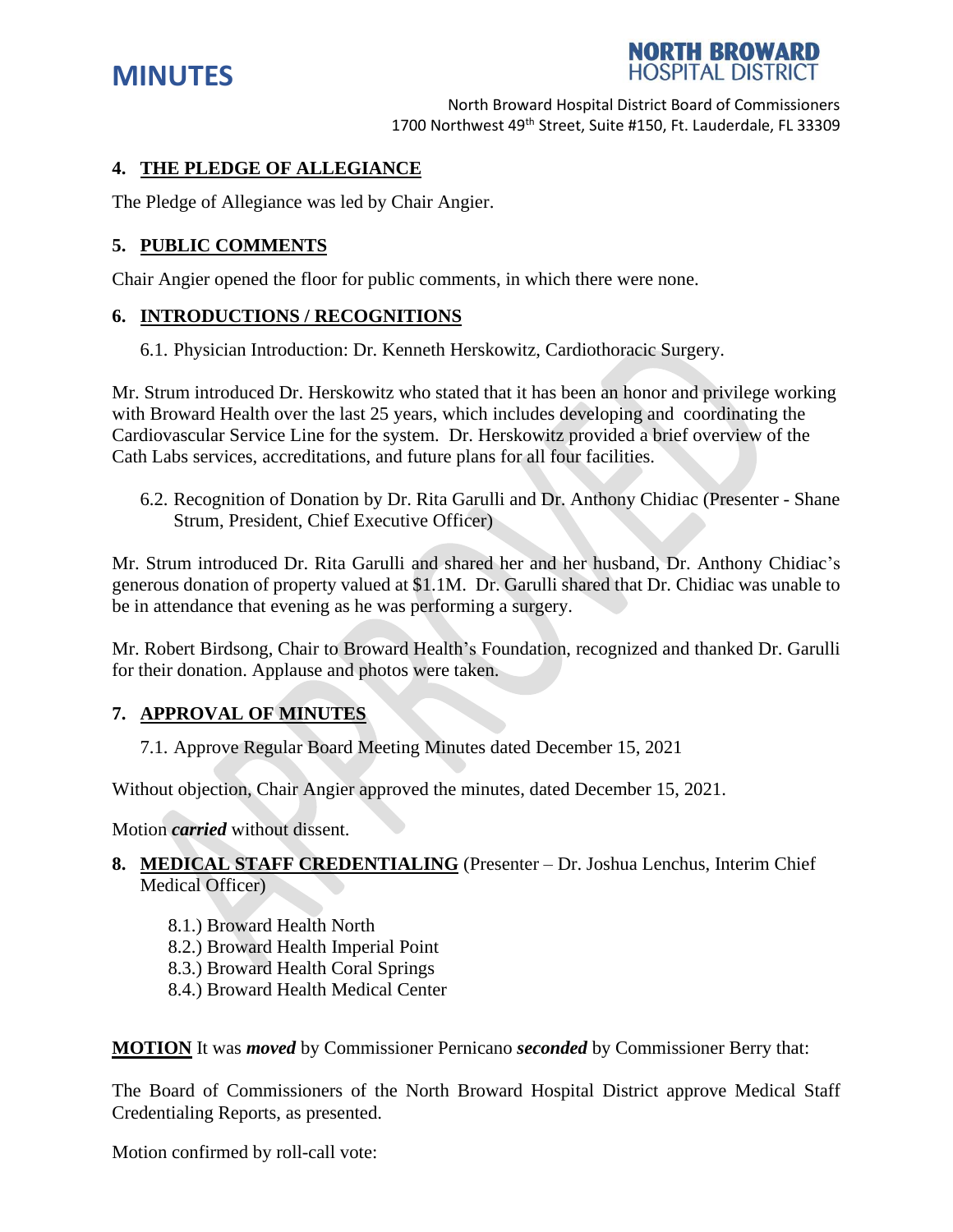## 4. THE PLEDGE OF ALLEGIANCE

The Pledge of Allegiance was led by Chair Angier.

## 5. PUBLIC COMMENTS

Chair Angier opened the floor for public comments, in which there were none.

## 6. INTRODUCTIONS / RECOGNITIONS

6.1. Physician Introduction: Dr. Kenneth Herskowitz, Cardiothoracic Surgery.

Mr. Strum introduced Dr. Herskowitz who stated that it has been an honor and privilege working with Broward Health over the last 25 years, which includes developing and coordinating the Cardiovascular Service Line for the system. Dr. Herskowitz provided a brief overview of the Cath Labs services, accreditations, and future plans for all four facilities.

6.2. Recognition of Donation by Dr. Rita Garulli and Dr. Anthony Chidiac (Presenter - Shane Strum, President, Chief Executive Officer)

Mr. Strum introduced Dr. Rita Garulli and shared her and her husband, Dr. Anthony Chidiac's generous donation of property valued at $1.1M. Dr. Garulli shared that Dr. Chidiac was unable to be in attendance that evening as he was performing a surgery.

Mr. Robert Birdsong, Chair to Broward Health's Foundation, recognized and thanked Dr. Garulli for their donation. Applause and photos were taken.

## 7. APPROVAL OF MINUTES

7.1. Approve Regular Board Meeting Minutes dated December 15, 2021

Without objection, Chair Angier approved the minutes, dated December 15, 2021.

Motion ***carried*** without dissent.

## 8. MEDICAL STAFF CREDENTIALING (Presenter – Dr. Joshua Lenchus, Interim Chief Medical Officer)

8.1.) Broward Health North
8.2.) Broward Health Imperial Point
8.3.) Broward Health Coral Springs
8.4.) Broward Health Medical Center

**MOTION** It was ***moved*** by Commissioner Pernicano ***seconded*** by Commissioner Berry that:

The Board of Commissioners of the North Broward Hospital District approve Medical Staff Credentialing Reports, as presented.

Motion confirmed by roll-call vote: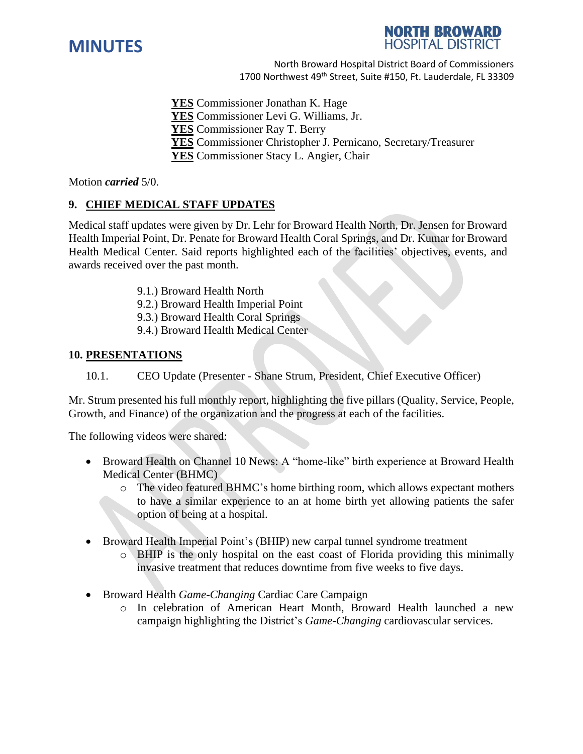**YES** Commissioner Jonathan K. Hage
**YES** Commissioner Levi G. Williams, Jr.
**YES** Commissioner Ray T. Berry
**YES** Commissioner Christopher J. Pernicano, Secretary/Treasurer
**YES** Commissioner Stacy L. Angier, Chair

Motion ***carried*** 5/0.

## 9. CHIEF MEDICAL STAFF UPDATES

Medical staff updates were given by Dr. Lehr for Broward Health North, Dr. Jensen for Broward Health Imperial Point, Dr. Penate for Broward Health Coral Springs, and Dr. Kumar for Broward Health Medical Center. Said reports highlighted each of the facilities' objectives, events, and awards received over the past month.

9.1.) Broward Health North
9.2.) Broward Health Imperial Point
9.3.) Broward Health Coral Springs
9.4.) Broward Health Medical Center

## 10. PRESENTATIONS

10.1. CEO Update (Presenter - Shane Strum, President, Chief Executive Officer)

Mr. Strum presented his full monthly report, highlighting the five pillars (Quality, Service, People, Growth, and Finance) of the organization and the progress at each of the facilities.

The following videos were shared:

- Broward Health on Channel 10 News: A "home-like" birth experience at Broward Health Medical Center (BHMC)
  - The video featured BHMC's home birthing room, which allows expectant mothers to have a similar experience to an at home birth yet allowing patients the safer option of being at a hospital.
- Broward Health Imperial Point's (BHIP) new carpal tunnel syndrome treatment
  - BHIP is the only hospital on the east coast of Florida providing this minimally invasive treatment that reduces downtime from five weeks to five days.
- Broward Health *Game-Changing* Cardiac Care Campaign
  - In celebration of American Heart Month, Broward Health launched a new campaign highlighting the District's *Game-Changing* cardiovascular services.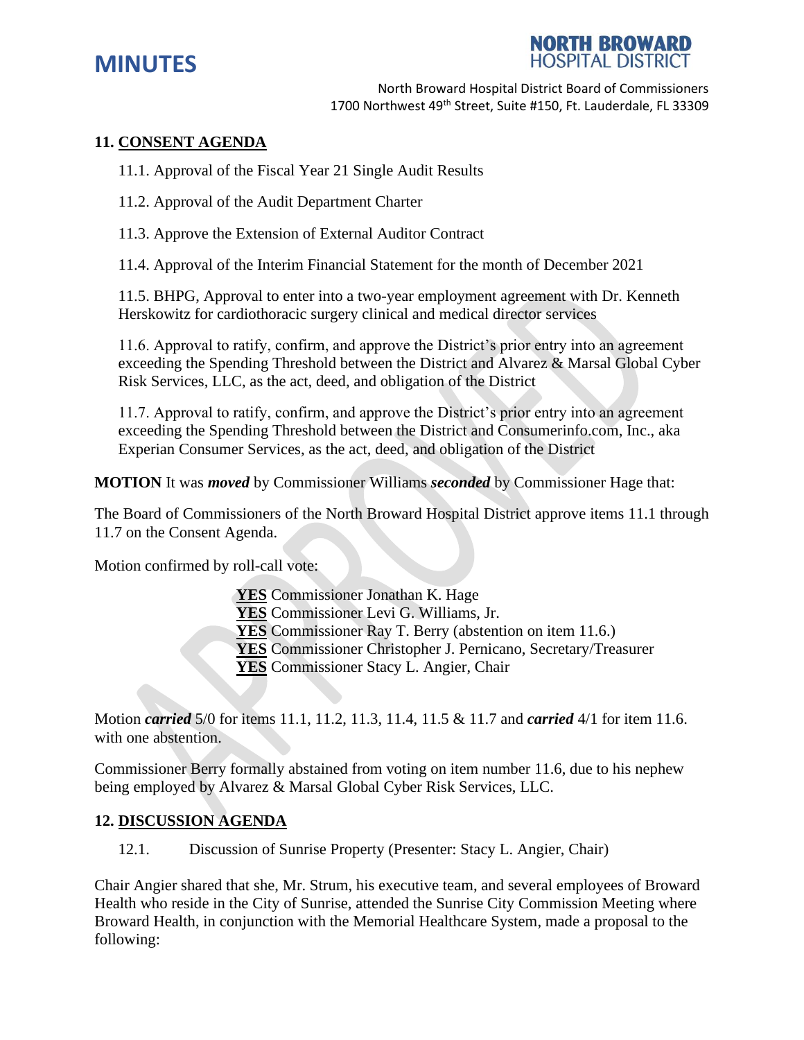## 11. CONSENT AGENDA

11.1. Approval of the Fiscal Year 21 Single Audit Results

11.2. Approval of the Audit Department Charter

11.3. Approve the Extension of External Auditor Contract

11.4. Approval of the Interim Financial Statement for the month of December 2021

11.5. BHPG, Approval to enter into a two-year employment agreement with Dr. Kenneth Herskowitz for cardiothoracic surgery clinical and medical director services

11.6. Approval to ratify, confirm, and approve the District's prior entry into an agreement exceeding the Spending Threshold between the District and Alvarez & Marsal Global Cyber Risk Services, LLC, as the act, deed, and obligation of the District

11.7. Approval to ratify, confirm, and approve the District's prior entry into an agreement exceeding the Spending Threshold between the District and Consumerinfo.com, Inc., aka Experian Consumer Services, as the act, deed, and obligation of the District

**MOTION** It was ***moved*** by Commissioner Williams ***seconded*** by Commissioner Hage that:

The Board of Commissioners of the North Broward Hospital District approve items 11.1 through 11.7 on the Consent Agenda.

Motion confirmed by roll-call vote:

**YES** Commissioner Jonathan K. Hage
**YES** Commissioner Levi G. Williams, Jr.
**YES** Commissioner Ray T. Berry (abstention on item 11.6.)
**YES** Commissioner Christopher J. Pernicano, Secretary/Treasurer
**YES** Commissioner Stacy L. Angier, Chair

Motion ***carried*** 5/0 for items 11.1, 11.2, 11.3, 11.4, 11.5 & 11.7 and ***carried*** 4/1 for item 11.6. with one abstention.

Commissioner Berry formally abstained from voting on item number 11.6, due to his nephew being employed by Alvarez & Marsal Global Cyber Risk Services, LLC.

## 12. DISCUSSION AGENDA

12.1. Discussion of Sunrise Property (Presenter: Stacy L. Angier, Chair)

Chair Angier shared that she, Mr. Strum, his executive team, and several employees of Broward Health who reside in the City of Sunrise, attended the Sunrise City Commission Meeting where Broward Health, in conjunction with the Memorial Healthcare System, made a proposal to the following: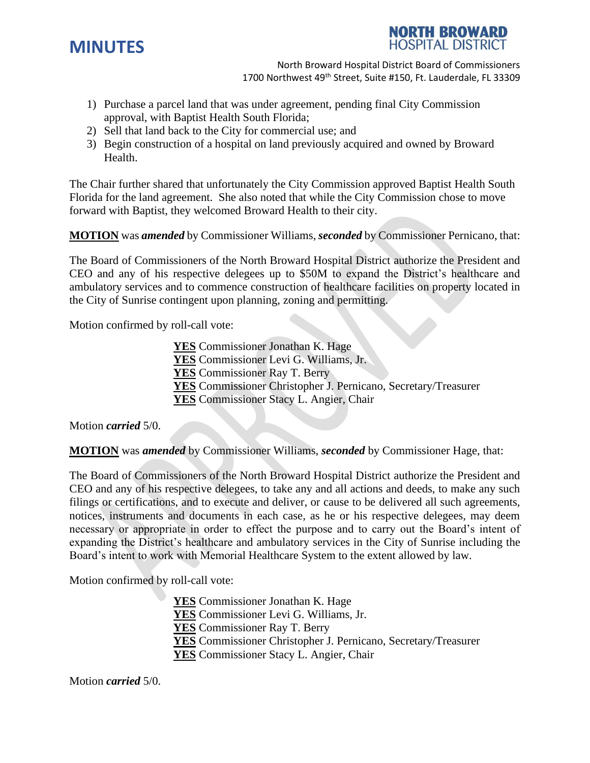1) Purchase a parcel land that was under agreement, pending final City Commission approval, with Baptist Health South Florida;
2) Sell that land back to the City for commercial use; and
3) Begin construction of a hospital on land previously acquired and owned by Broward Health.

The Chair further shared that unfortunately the City Commission approved Baptist Health South Florida for the land agreement. She also noted that while the City Commission chose to move forward with Baptist, they welcomed Broward Health to their city.

**MOTION** was ***amended*** by Commissioner Williams, ***seconded*** by Commissioner Pernicano, that:

The Board of Commissioners of the North Broward Hospital District authorize the President and CEO and any of his respective delegees up to $50M to expand the District's healthcare and ambulatory services and to commence construction of healthcare facilities on property located in the City of Sunrise contingent upon planning, zoning and permitting.

Motion confirmed by roll-call vote:

**YES** Commissioner Jonathan K. Hage
**YES** Commissioner Levi G. Williams, Jr.
**YES** Commissioner Ray T. Berry
**YES** Commissioner Christopher J. Pernicano, Secretary/Treasurer
**YES** Commissioner Stacy L. Angier, Chair

Motion ***carried*** 5/0.

**MOTION** was ***amended*** by Commissioner Williams, ***seconded*** by Commissioner Hage, that:

The Board of Commissioners of the North Broward Hospital District authorize the President and CEO and any of his respective delegees, to take any and all actions and deeds, to make any such filings or certifications, and to execute and deliver, or cause to be delivered all such agreements, notices, instruments and documents in each case, as he or his respective delegees, may deem necessary or appropriate in order to effect the purpose and to carry out the Board's intent of expanding the District's healthcare and ambulatory services in the City of Sunrise including the Board's intent to work with Memorial Healthcare System to the extent allowed by law.

Motion confirmed by roll-call vote:

**YES** Commissioner Jonathan K. Hage
**YES** Commissioner Levi G. Williams, Jr.
**YES** Commissioner Ray T. Berry
**YES** Commissioner Christopher J. Pernicano, Secretary/Treasurer
**YES** Commissioner Stacy L. Angier, Chair

Motion ***carried*** 5/0.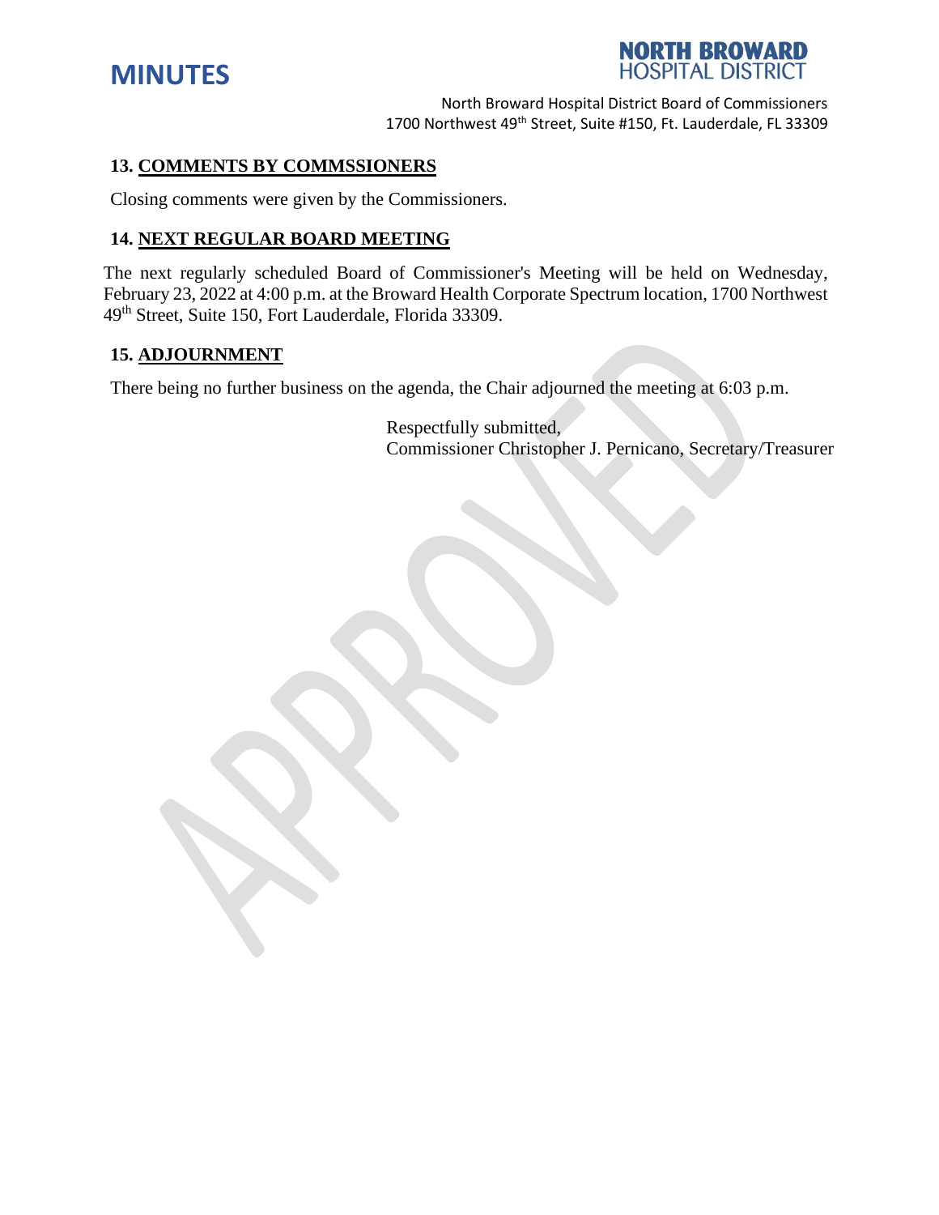# MINUTES

**NORTH BROWARD HOSPITAL DISTRICT**

North Broward Hospital District Board of Commissioners
1700 Northwest 49th Street, Suite #150, Ft. Lauderdale, FL 33309

## 13. COMMENTS BY COMMSSIONERS

Closing comments were given by the Commissioners.

## 14. NEXT REGULAR BOARD MEETING

The next regularly scheduled Board of Commissioner's Meeting will be held on Wednesday, February 23, 2022 at 4:00 p.m. at the Broward Health Corporate Spectrum location, 1700 Northwest 49th Street, Suite 150, Fort Lauderdale, Florida 33309.

## 15. ADJOURNMENT

There being no further business on the agenda, the Chair adjourned the meeting at 6:03 p.m.

Respectfully submitted,
Commissioner Christopher J. Pernicano, Secretary/Treasurer

APPROVED